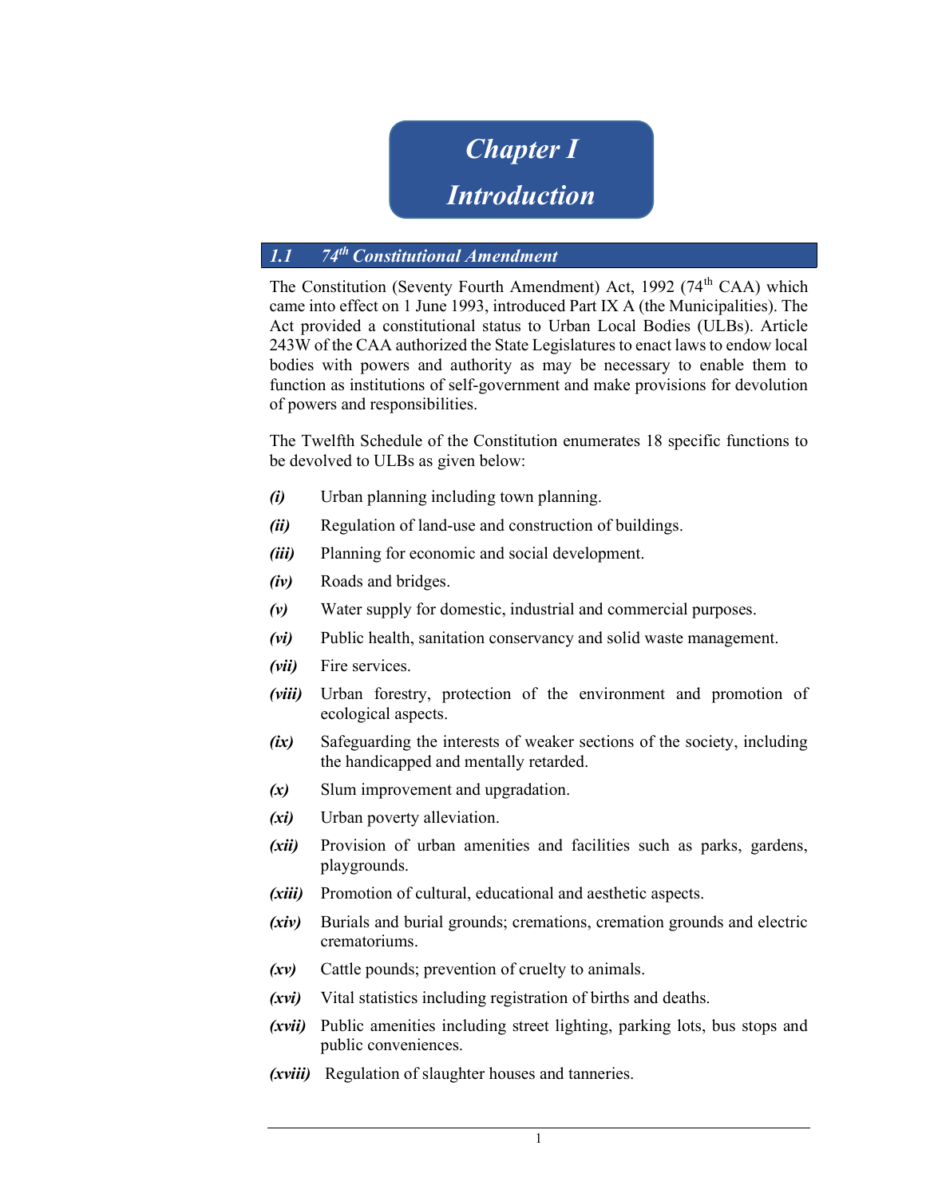# Chapter I

# Introduction

## *1.1 74th Constitutional Amendment*

The Constitution (Seventy Fourth Amendment) Act, 1992 (74th CAA) which came into effect on 1 June 1993, introduced Part IX A (the Municipalities). The Act provided a constitutional status to Urban Local Bodies (ULBs). Article 243W of the CAA authorized the State Legislatures to enact laws to endow local bodies with powers and authority as may be necessary to enable them to function as institutions of self-government and make provisions for devolution of powers and responsibilities.

The Twelfth Schedule of the Constitution enumerates 18 specific functions to be devolved to ULBs as given below:

- ***(i)*** Urban planning including town planning.
- ***(ii)*** Regulation of land-use and construction of buildings.
- ***(iii)*** Planning for economic and social development.
- ***(iv)*** Roads and bridges.
- ***(v)*** Water supply for domestic, industrial and commercial purposes.
- ***(vi)*** Public health, sanitation conservancy and solid waste management.
- ***(vii)*** Fire services.
- ***(viii)*** Urban forestry, protection of the environment and promotion of ecological aspects.
- ***(ix)*** Safeguarding the interests of weaker sections of the society, including the handicapped and mentally retarded.
- ***(x)*** Slum improvement and upgradation.
- ***(xi)*** Urban poverty alleviation.
- ***(xii)*** Provision of urban amenities and facilities such as parks, gardens, playgrounds.
- ***(xiii)*** Promotion of cultural, educational and aesthetic aspects.
- ***(xiv)*** Burials and burial grounds; cremations, cremation grounds and electric crematoriums.
- ***(xv)*** Cattle pounds; prevention of cruelty to animals.
- ***(xvi)*** Vital statistics including registration of births and deaths.
- ***(xvii)*** Public amenities including street lighting, parking lots, bus stops and public conveniences.
- ***(xviii)*** Regulation of slaughter houses and tanneries.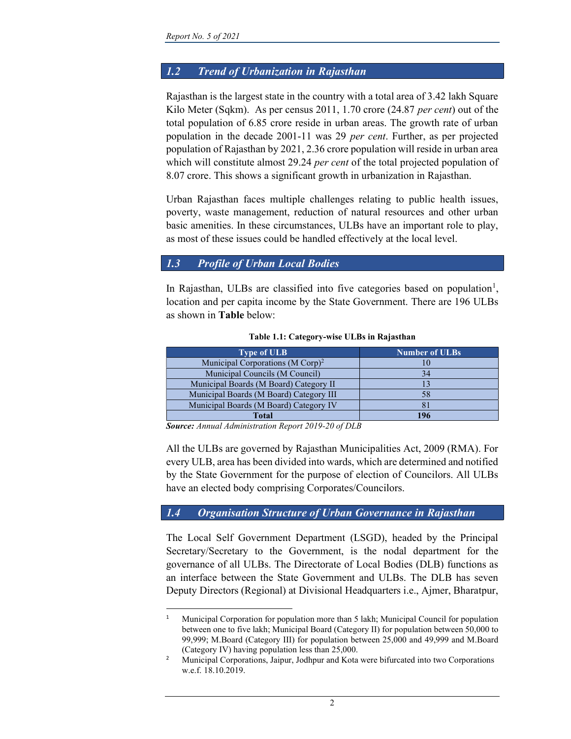## 1.2 Trend of Urbanization in Rajasthan

Rajasthan is the largest state in the country with a total area of 3.42 lakh Square Kilo Meter (Sqkm). As per census 2011, 1.70 crore (24.87 *per cent*) out of the total population of 6.85 crore reside in urban areas. The growth rate of urban population in the decade 2001-11 was 29 *per cent*. Further, as per projected population of Rajasthan by 2021, 2.36 crore population will reside in urban area which will constitute almost 29.24 *per cent* of the total projected population of 8.07 crore. This shows a significant growth in urbanization in Rajasthan.

Urban Rajasthan faces multiple challenges relating to public health issues, poverty, waste management, reduction of natural resources and other urban basic amenities. In these circumstances, ULBs have an important role to play, as most of these issues could be handled effectively at the local level.

## 1.3 Profile of Urban Local Bodies

In Rajasthan, ULBs are classified into five categories based on population[1], location and per capita income by the State Government. There are 196 ULBs as shown in **Table** below:

**Table 1.1: Category-wise ULBs in Rajasthan**

| Type of ULB | Number of ULBs |
|---|---|
| Municipal Corporations (M Corp)[2] | 10 |
| Municipal Councils (M Council) | 34 |
| Municipal Boards (M Board) Category II | 13 |
| Municipal Boards (M Board) Category III | 58 |
| Municipal Boards (M Board) Category IV | 81 |
| **Total** | **196** |

***Source:*** *Annual Administration Report 2019-20 of DLB*

All the ULBs are governed by Rajasthan Municipalities Act, 2009 (RMA). For every ULB, area has been divided into wards, which are determined and notified by the State Government for the purpose of election of Councilors. All ULBs have an elected body comprising Corporates/Councilors.

## 1.4 Organisation Structure of Urban Governance in Rajasthan

The Local Self Government Department (LSGD), headed by the Principal Secretary/Secretary to the Government, is the nodal department for the governance of all ULBs. The Directorate of Local Bodies (DLB) functions as an interface between the State Government and ULBs. The DLB has seven Deputy Directors (Regional) at Divisional Headquarters i.e., Ajmer, Bharatpur,

---

[1] Municipal Corporation for population more than 5 lakh; Municipal Council for population between one to five lakh; Municipal Board (Category II) for population between 50,000 to 99,999; M.Board (Category III) for population between 25,000 and 49,999 and M.Board (Category IV) having population less than 25,000.

[2] Municipal Corporations, Jaipur, Jodhpur and Kota were bifurcated into two Corporations w.e.f. 18.10.2019.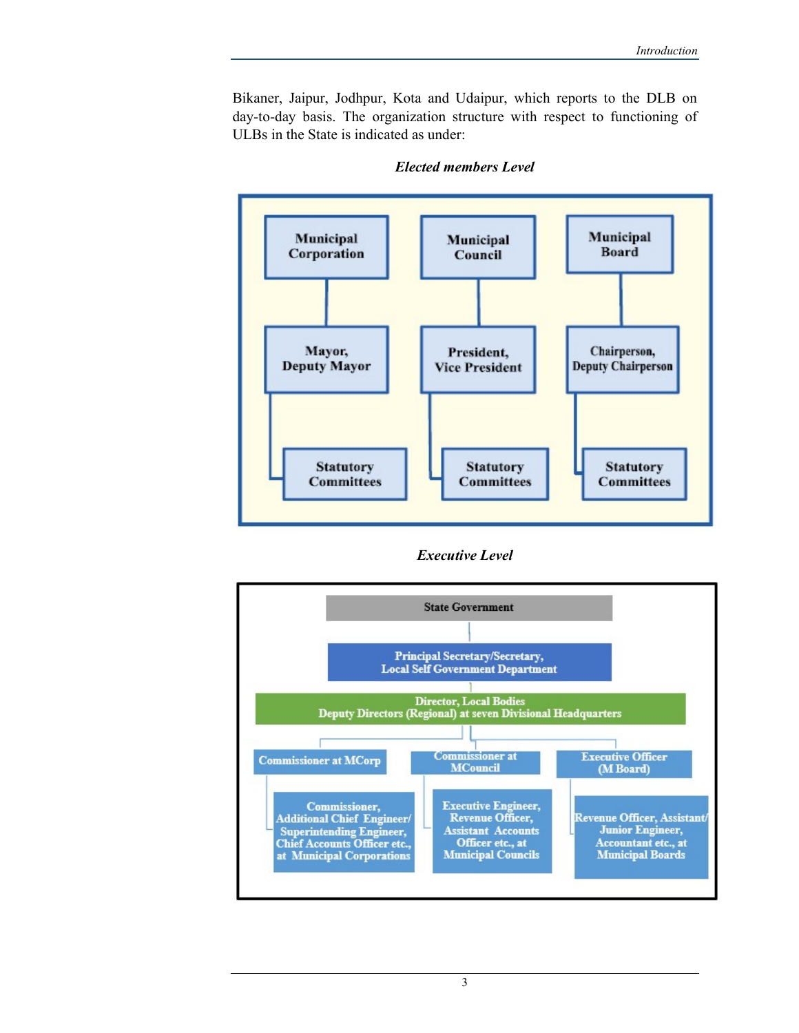Bikaner, Jaipur, Jodhpur, Kota and Udaipur, which reports to the DLB on day-to-day basis. The organization structure with respect to functioning of ULBs in the State is indicated as under:

***Elected members Level***

| Municipal Corporation | Municipal Council | Municipal Board |
|---|---|---|
| Mayor, Deputy Mayor | President, Vice President | Chairperson, Deputy Chairperson |
| Statutory Committees | Statutory Committees | Statutory Committees |

***Executive Level***

State Government

Principal Secretary/Secretary, Local Self Government Department

Director, Local Bodies
Deputy Directors (Regional) at seven Divisional Headquarters

| Commissioner at MCorp | Commissioner at MCouncil | Executive Officer (M Board) |
|---|---|---|
| Commissioner, Additional Chief Engineer/ Superintending Engineer, Chief Accounts Officer etc., at Municipal Corporations | Executive Engineer, Revenue Officer, Assistant Accounts Officer etc., at Municipal Councils | Revenue Officer, Assistant/ Junior Engineer, Accountant etc., at Municipal Boards |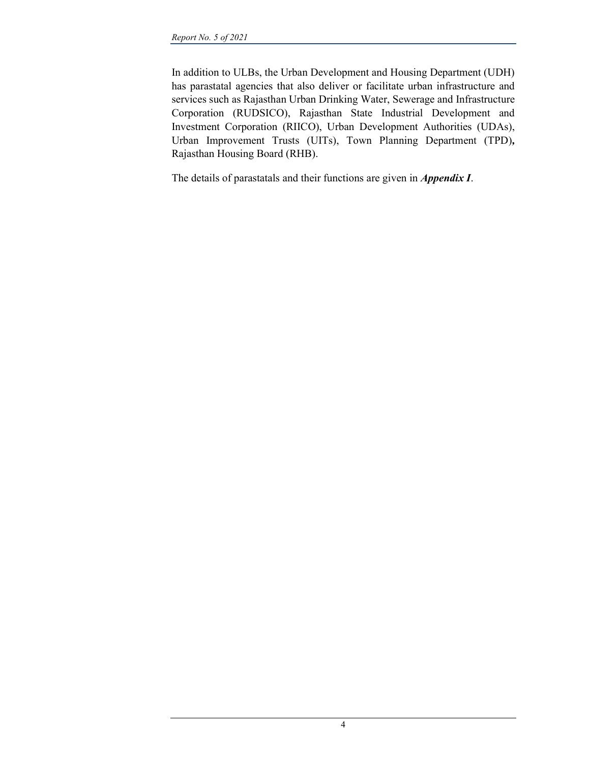In addition to ULBs, the Urban Development and Housing Department (UDH) has parastatal agencies that also deliver or facilitate urban infrastructure and services such as Rajasthan Urban Drinking Water, Sewerage and Infrastructure Corporation (RUDSICO), Rajasthan State Industrial Development and Investment Corporation (RIICO), Urban Development Authorities (UDAs), Urban Improvement Trusts (UITs), Town Planning Department (TPD)**,** Rajasthan Housing Board (RHB).

The details of parastatals and their functions are given in ***Appendix I***.